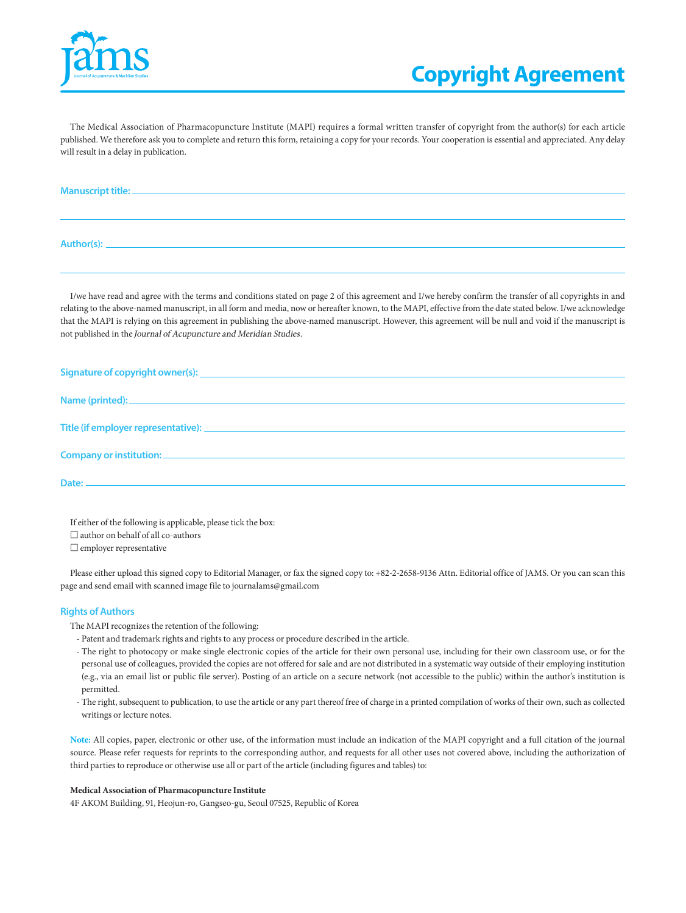# Copyright Agreement

The Medical Association of Pharmacopuncture Institute (MAPI) requires a formal written transfer of copyright from the author(s) for each article published. We therefore ask you to complete and return this form, retaining a copy for your records. Your cooperation is essential and appreciated. Any delay will result in a delay in publication.

**Manuscript title:** ______________________________________________

______________________________________________

**Author(s):** ______________________________________________

______________________________________________

I/we have read and agree with the terms and conditions stated on page 2 of this agreement and I/we hereby confirm the transfer of all copyrights in and relating to the above-named manuscript, in all form and media, now or hereafter known, to the MAPI, effective from the date stated below. I/we acknowledge that the MAPI is relying on this agreement in publishing the above-named manuscript. However, this agreement will be null and void if the manuscript is not published in the *Journal of Acupuncture and Meridian Studies*.

**Signature of copyright owner(s):** ______________________________________________

**Name (printed):** ______________________________________________

**Title (if employer representative):** ______________________________________________

**Company or institution:** ______________________________________________

**Date:** ______________________________________________

If either of the following is applicable, please tick the box:

☐ author on behalf of all co-authors

☐ employer representative

Please either upload this signed copy to Editorial Manager, or fax the signed copy to: +82-2-2658-9136 Attn. Editorial office of JAMS. Or you can scan this page and send email with scanned image file to journalams@gmail.com

## Rights of Authors

The MAPI recognizes the retention of the following:

- Patent and trademark rights and rights to any process or procedure described in the article.
- The right to photocopy or make single electronic copies of the article for their own personal use, including for their own classroom use, or for the personal use of colleagues, provided the copies are not offered for sale and are not distributed in a systematic way outside of their employing institution (e.g., via an email list or public file server). Posting of an article on a secure network (not accessible to the public) within the author's institution is permitted.
- The right, subsequent to publication, to use the article or any part thereof free of charge in a printed compilation of works of their own, such as collected writings or lecture notes.

**Note:** All copies, paper, electronic or other use, of the information must include an indication of the MAPI copyright and a full citation of the journal source. Please refer requests for reprints to the corresponding author, and requests for all other uses not covered above, including the authorization of third parties to reproduce or otherwise use all or part of the article (including figures and tables) to:

**Medical Association of Pharmacopuncture Institute**
4F AKOM Building, 91, Heojun-ro, Gangseo-gu, Seoul 07525, Republic of Korea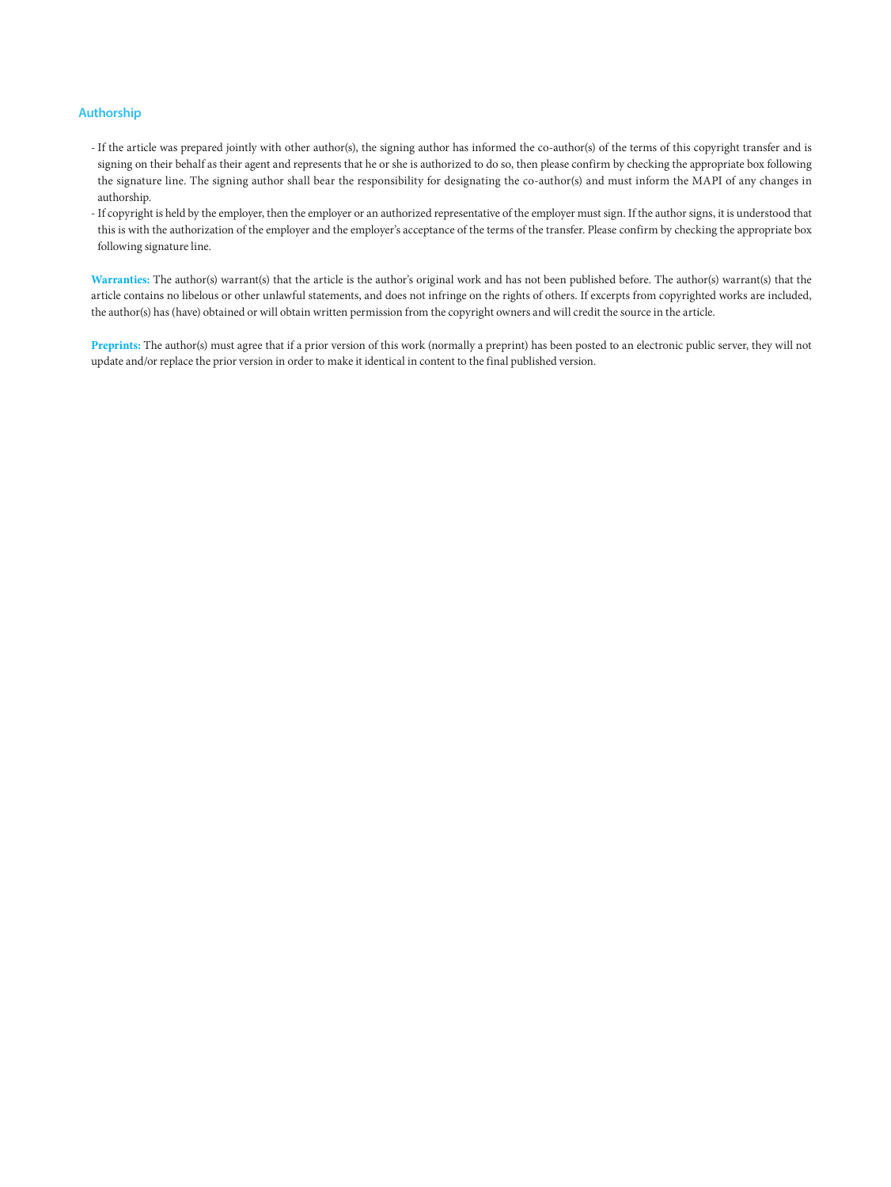## Authorship

- If the article was prepared jointly with other author(s), the signing author has informed the co-author(s) of the terms of this copyright transfer and is signing on their behalf as their agent and represents that he or she is authorized to do so, then please confirm by checking the appropriate box following the signature line. The signing author shall bear the responsibility for designating the co-author(s) and must inform the MAPI of any changes in authorship.
- If copyright is held by the employer, then the employer or an authorized representative of the employer must sign. If the author signs, it is understood that this is with the authorization of the employer and the employer's acceptance of the terms of the transfer. Please confirm by checking the appropriate box following signature line.

**Warranties:** The author(s) warrant(s) that the article is the author's original work and has not been published before. The author(s) warrant(s) that the article contains no libelous or other unlawful statements, and does not infringe on the rights of others. If excerpts from copyrighted works are included, the author(s) has (have) obtained or will obtain written permission from the copyright owners and will credit the source in the article.

**Preprints:** The author(s) must agree that if a prior version of this work (normally a preprint) has been posted to an electronic public server, they will not update and/or replace the prior version in order to make it identical in content to the final published version.